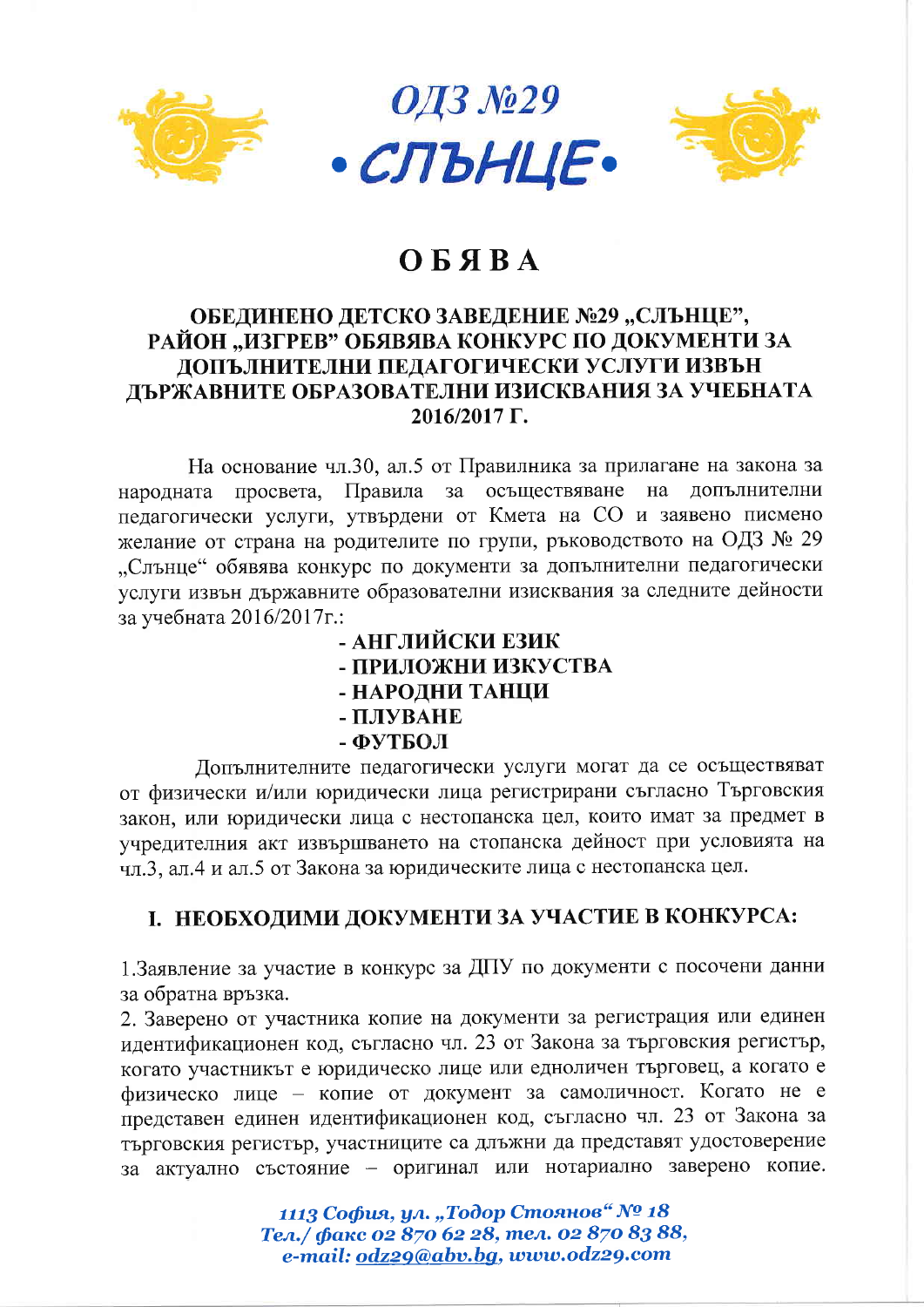# ОДЗ №29 • СЛЪНЦЕ •

# ОБЯВА

## ОБЕДИНЕНО ДЕТСКО ЗАВЕДЕНИЕ №29 „СЛЪНЦЕ", РАЙОН „ИЗГРЕВ" ОБЯВЯВА КОНКУРС ПО ДОКУМЕНТИ ЗА ДОПЪЛНИТЕЛНИ ПЕДАГОГИЧЕСКИ УСЛУГИ ИЗВЪН ДЪРЖАВНИТЕ ОБРАЗОВАТЕЛНИ ИЗИСКВАНИЯ ЗА УЧЕБНАТА 2016/2017 Г.

На основание чл.30, ал.5 от Правилника за прилагане на закона за народната просвета, Правила за осъществяване на допълнителни педагогически услуги, утвърдени от Кмета на СО и заявено писмено желание от страна на родителите по групи, ръководството на ОДЗ № 29 „Слънце" обявява конкурс по документи за допълнителни педагогически услуги извън държавните образователни изисквания за следните дейности за учебната 2016/2017г.:

- **АНГЛИЙСКИ ЕЗИК**
- **ПРИЛОЖНИ ИЗКУСТВА**
- **НАРОДНИ ТАНЦИ**
- **ПЛУВАНЕ**
- **ФУТБОЛ**

Допълнителните педагогически услуги могат да се осъществяват от физически и/или юридически лица регистрирани съгласно Търговския закон, или юридически лица с нестопанска цел, които имат за предмет в учредителния акт извършването на стопанска дейност при условията на чл.3, ал.4 и ал.5 от Закона за юридическите лица с нестопанска цел.

## I. НЕОБХОДИМИ ДОКУМЕНТИ ЗА УЧАСТИЕ В КОНКУРСА:

1.Заявление за участие в конкурс за ДПУ по документи с посочени данни за обратна връзка.

2. Заверено от участника копие на документи за регистрация или единен идентификационен код, съгласно чл. 23 от Закона за търговския регистър, когато участникът е юридическо лице или едноличен търговец, а когато е физическо лице – копие от документ за самоличност. Когато не е представен единен идентификационен код, съгласно чл. 23 от Закона за търговския регистър, участниците са длъжни да представят удостоверение за актуално състояние – оригинал или нотариално заверено копие.

*1113 София, ул. „Тодор Стоянов" № 18*
*Тел./ факс 02 870 62 28, тел. 02 870 83 88,*
*e-mail: odz29@abv.bg, www.odz29.com*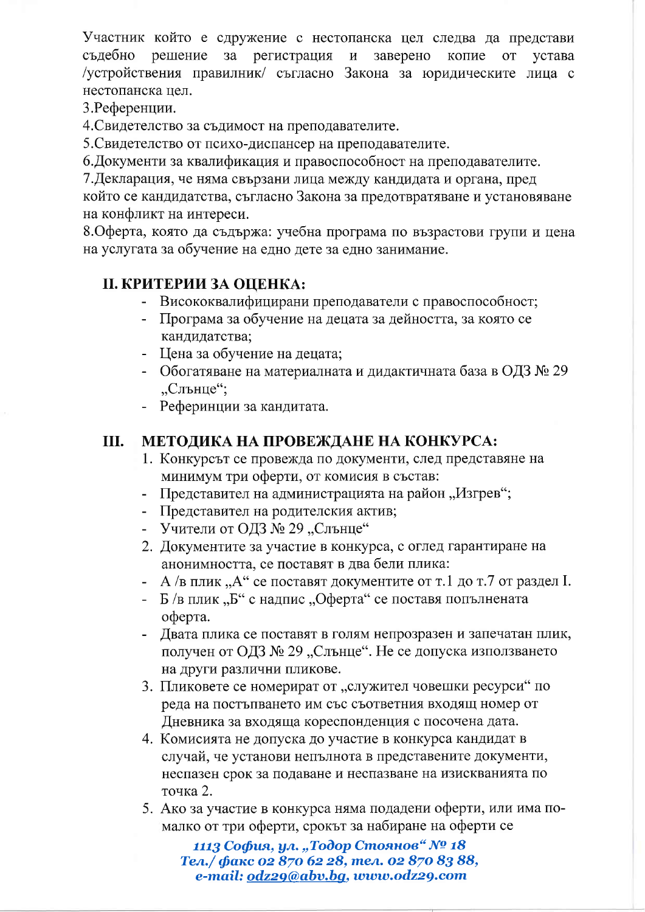Участник който е сдружение с нестопанска цел следва да представи съдебно решение за регистрация и заверено копие от устава /устройствения правилник/ съгласно Закона за юридическите лица с нестопанска цел.

3.Референции.

4.Свидетелство за съдимост на преподавателите.

5.Свидетелство от психо-диспансер на преподавателите.

6.Документи за квалификация и правоспособност на преподавателите.

7.Декларация, че няма свързани лица между кандидата и органа, пред който се кандидатства, съгласно Закона за предотвратяване и установяване на конфликт на интереси.

8.Оферта, която да съдържа: учебна програма по възрастови групи и цена на услугата за обучение на едно дете за едно занимание.

## II. КРИТЕРИИ ЗА ОЦЕНКА:

- Висококвалифицирани преподаватели с правоспособност;
- Програма за обучение на децата за дейността, за която се кандидатства;
- Цена за обучение на децата;
- Обогатяване на материалната и дидактичната база в ОДЗ № 29 „Слънце";
- Рефериннции за кандитата.

## III. МЕТОДИКА НА ПРОВЕЖДАНЕ НА КОНКУРСА:

1. Конкурсът се провежда по документи, след представяне на минимум три оферти, от комисия в състав:
   - Представител на администрацията на район „Изгрев";
   - Представител на родителския актив;
   - Учители от ОДЗ № 29 „Слънце"
2. Документите за участие в конкурса, с оглед гарантиране на анонимността, се поставят в два бели плика:
   - А /в плик „А" се поставят документите от т.1 до т.7 от раздел I.
   - Б /в плик „Б" с надпис „Оферта" се поставя попълнената оферта.
   - Двата плика се поставят в голям непрозразен и запечатан плик, получен от ОДЗ № 29 „Слънце". Не се допуска използването на други различни пликове.
3. Пликовете се номерират от „служител човешки ресурси" по реда на постъпването им със съответния входящ номер от Дневника за входяща кореспонденция с посочена дата.
4. Комисията не допуска до участие в конкурса кандидат в случай, че установи непълнота в представените документи, неспазен срок за подаване и неспазване на изискванията по точка 2.
5. Ако за участие в конкурса няма подадени оферти, или има по-малко от три оферти, срокът за набиране на оферти се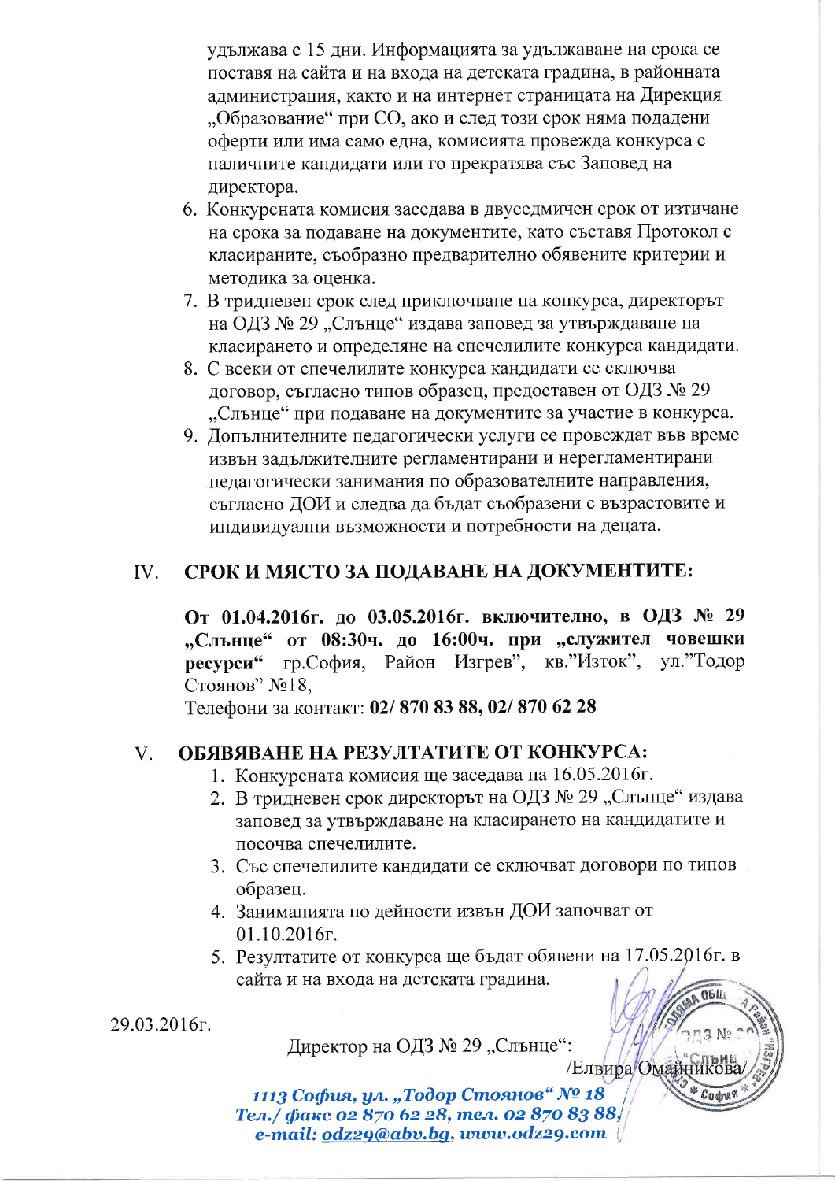удължава с 15 дни. Информацията за удължаване на срока се поставя на сайта и на входа на детската градина, в районната администрация, както и на интернет страницата на Дирекция „Образование" при СО, ако и след този срок няма подадени оферти или има само една, комисията провежда конкурса с наличните кандидати или го прекратява със Заповед на директора.

6. Конкурсната комисия заседава в двуседмичен срок от изтичане на срока за подаване на документите, като съставя Протокол с класираните, съобразно предварително обявените критерии и методика за оценка.
7. В тридневен срок след приключване на конкурса, директорът на ОДЗ № 29 „Слънце" издава заповед за утвърждаване на класирането и определяне на спечелилите конкурса кандидати.
8. С всеки от спечелилите конкурса кандидати се сключва договор, съгласно типов образец, предоставен от ОДЗ № 29 „Слънце" при подаване на документите за участие в конкурса.
9. Допълнителните педагогически услуги се провеждат във време извън задължителните регламентирани и нерегламентирани педагогически занимания по образователните направления, съгласно ДОИ и следва да бъдат съобразени с възрастовите и индивидуални възможности и потребности на децата.

## IV. СРОК И МЯСТО ЗА ПОДАВАНЕ НА ДОКУМЕНТИТЕ:

**От 01.04.2016г. до 03.05.2016г. включително, в ОДЗ № 29 „Слънце" от 08:30ч. до 16:00ч. при „служител човешки ресурси"** гр.София, Район Изгрев", кв."Изток", ул."Тодор Стоянов" №18,

Телефони за контакт: **02/ 870 83 88, 02/ 870 62 28**

## V. ОБЯВЯВАНЕ НА РЕЗУЛТАТИТЕ ОТ КОНКУРСА:

1. Конкурсната комисия ще заседава на 16.05.2016г.
2. В тридневен срок директорът на ОДЗ № 29 „Слънце" издава заповед за утвърждаване на класирането на кандидатите и посочва спечелилите.
3. Със спечелилите кандидати се сключват договори по типов образец.
4. Заниманията по дейности извън ДОИ започват от 01.10.2016г.
5. Резултатите от конкурса ще бъдат обявени на 17.05.2016г. в сайта и на входа на детската градина.

29.03.2016г.

Директор на ОДЗ № 29 „Слънце":

/Елвира Омайникова/

***1113 София, ул. „Тодор Стоянов" № 18***
***Тел./ факс 02 870 62 28, тел. 02 870 83 88,***
***e-mail: odz29@abv.bg, www.odz29.com***